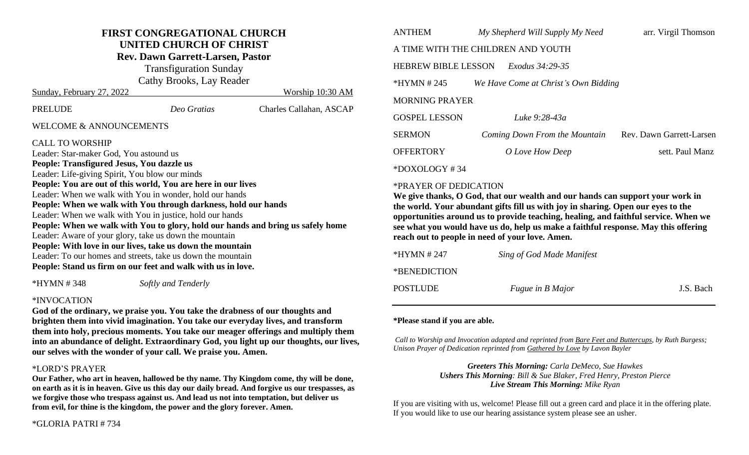# FIRST CONGREGATIONAL CHURCH
## UNITED CHURCH OF CHRIST
### Rev. Dawn Garrett-Larsen, Pastor

Transfiguration Sunday

Cathy Brooks, Lay Reader

Sunday, February 27, 2022 — Worship 10:30 AM

PRELUDE — *Deo Gratias* — Charles Callahan, ASCAP

WELCOME & ANNOUNCEMENTS

CALL TO WORSHIP

Leader: Star-maker God, You astound us

**People: Transfigured Jesus, You dazzle us**

Leader: Life-giving Spirit, You blow our minds

**People: You are out of this world, You are here in our lives**

Leader: When we walk with You in wonder, hold our hands

**People: When we walk with You through darkness, hold our hands**

Leader: When we walk with You in justice, hold our hands

**People: When we walk with You to glory, hold our hands and bring us safely home**

Leader: Aware of your glory, take us down the mountain

**People: With love in our lives, take us down the mountain**

Leader: To our homes and streets, take us down the mountain

**People: Stand us firm on our feet and walk with us in love.**

*HYMN # 348 — *Softly and Tenderly*

*INVOCATION

**God of the ordinary, we praise you. You take the drabness of our thoughts and brighten them into vivid imagination. You take our everyday lives, and transform them into holy, precious moments. You take our meager offerings and multiply them into an abundance of delight. Extraordinary God, you light up our thoughts, our lives, our selves with the wonder of your call. We praise you. Amen.**

*LORD'S PRAYER

**Our Father, who art in heaven, hallowed be thy name. Thy Kingdom come, thy will be done, on earth as it is in heaven. Give us this day our daily bread. And forgive us our trespasses, as we forgive those who trespass against us. And lead us not into temptation, but deliver us from evil, for thine is the kingdom, the power and the glory forever. Amen.**

*GLORIA PATRI # 734

ANTHEM — *My Shepherd Will Supply My Need* — arr. Virgil Thomson

A TIME WITH THE CHILDREN AND YOUTH

HEBREW BIBLE LESSON — *Exodus 34:29-35*

*HYMN # 245 — *We Have Come at Christ's Own Bidding*

MORNING PRAYER

GOSPEL LESSON — *Luke 9:28-43a*

SERMON — *Coming Down From the Mountain* — Rev. Dawn Garrett-Larsen

OFFERTORY — *O Love How Deep* — sett. Paul Manz

*DOXOLOGY # 34

*PRAYER OF DEDICATION

**We give thanks, O God, that our wealth and our hands can support your work in the world. Your abundant gifts fill us with joy in sharing. Open our eyes to the opportunities around us to provide teaching, healing, and faithful service. When we see what you would have us do, help us make a faithful response. May this offering reach out to people in need of your love. Amen.**

*HYMN # 247 — *Sing of God Made Manifest*

*BENEDICTION

POSTLUDE — *Fugue in B Major* — J.S. Bach

---

**\*Please stand if you are able.**

*Call to Worship and Invocation adapted and reprinted from Bare Feet and Buttercups, by Ruth Burgess; Unison Prayer of Dedication reprinted from Gathered by Love by Lavon Bayler*

***Greeters This Morning:*** *Carla DeMeco, Sue Hawkes*

***Ushers This Morning****: Bill & Sue Blaker, Fred Henry, Preston Pierce*

***Live Stream This Morning:*** *Mike Ryan*

If you are visiting with us, welcome! Please fill out a green card and place it in the offering plate. If you would like to use our hearing assistance system please see an usher.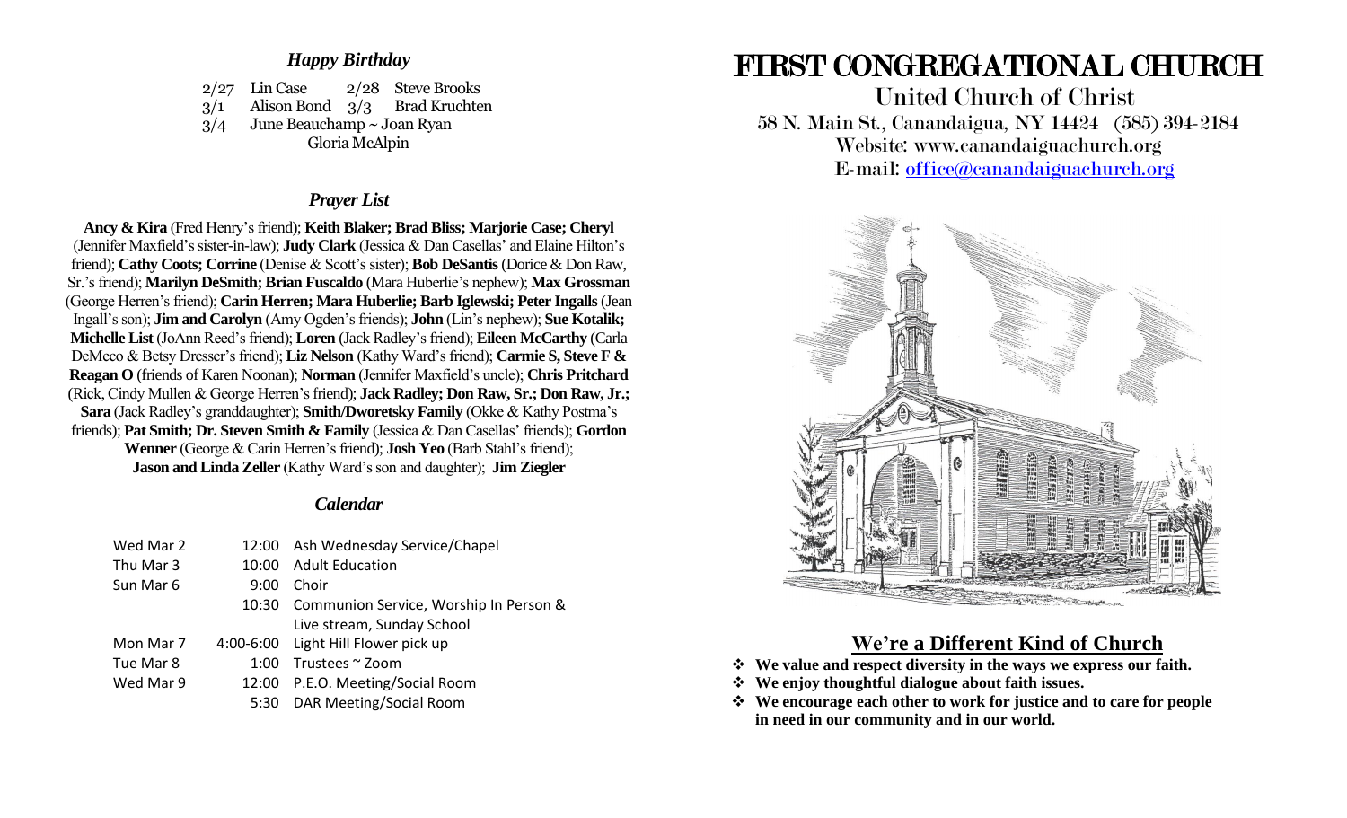## *Happy Birthday*

2/27 Lin Case 2/28 Steve Brooks
3/1 Alison Bond 3/3 Brad Kruchten
3/4 June Beauchamp ~ Joan Ryan
Gloria McAlpin

## *Prayer List*

**Ancy & Kira** (Fred Henry's friend); **Keith Blaker; Brad Bliss; Marjorie Case; Cheryl** (Jennifer Maxfield's sister-in-law); **Judy Clark** (Jessica & Dan Casellas' and Elaine Hilton's friend); **Cathy Coots; Corrine** (Denise & Scott's sister); **Bob DeSantis** (Dorice & Don Raw, Sr.'s friend); **Marilyn DeSmith; Brian Fuscaldo** (Mara Huberlie's nephew); **Max Grossman** (George Herren's friend); **Carin Herren; Mara Huberlie; Barb Iglewski; Peter Ingalls** (Jean Ingall's son); **Jim and Carolyn** (Amy Ogden's friends); **John** (Lin's nephew); **Sue Kotalik; Michelle List** (JoAnn Reed's friend); **Loren** (Jack Radley's friend); **Eileen McCarthy** (Carla DeMeco & Betsy Dresser's friend); **Liz Nelson** (Kathy Ward's friend); **Carmie S, Steve F & Reagan O** (friends of Karen Noonan); **Norman** (Jennifer Maxfield's uncle); **Chris Pritchard** (Rick, Cindy Mullen & George Herren's friend); **Jack Radley; Don Raw, Sr.; Don Raw, Jr.; Sara** (Jack Radley's granddaughter); **Smith/Dworetsky Family** (Okke & Kathy Postma's friends); **Pat Smith; Dr. Steven Smith & Family** (Jessica & Dan Casellas' friends); **Gordon Wenner** (George & Carin Herren's friend); **Josh Yeo** (Barb Stahl's friend); **Jason and Linda Zeller** (Kathy Ward's son and daughter); **Jim Ziegler**

## *Calendar*

| | | |
|---|---|---|
| Wed Mar 2 | 12:00 | Ash Wednesday Service/Chapel |
| Thu Mar 3 | 10:00 | Adult Education |
| Sun Mar 6 | 9:00 | Choir |
| | 10:30 | Communion Service, Worship In Person & Live stream, Sunday School |
| Mon Mar 7 | 4:00-6:00 | Light Hill Flower pick up |
| Tue Mar 8 | 1:00 | Trustees ~ Zoom |
| Wed Mar 9 | 12:00 | P.E.O. Meeting/Social Room |
| | 5:30 | DAR Meeting/Social Room |

# FIRST CONGREGATIONAL CHURCH

United Church of Christ
58 N. Main St., Canandaigua, NY 14424 (585) 394-2184
Website: www.canandaiguachurch.org
E-mail: office@canandaiguachurch.org

## We're a Different Kind of Church

- **We value and respect diversity in the ways we express our faith.**
- **We enjoy thoughtful dialogue about faith issues.**
- **We encourage each other to work for justice and to care for people in need in our community and in our world.**